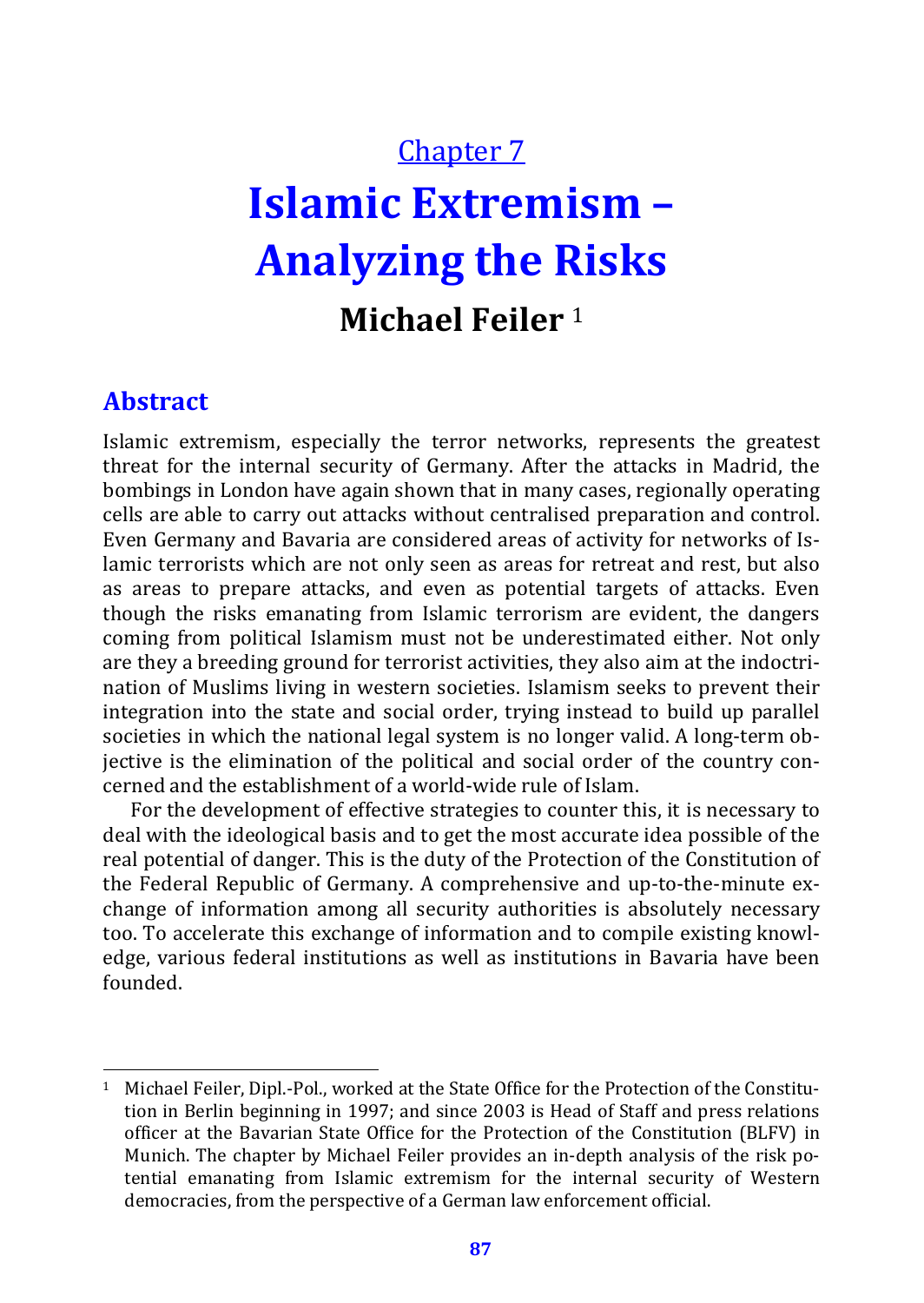Chapter 7

# Islamic Extremism – Analyzing the Risks

## Michael Feiler [1]

## Abstract

Islamic extremism, especially the terror networks, represents the greatest threat for the internal security of Germany. After the attacks in Madrid, the bombings in London have again shown that in many cases, regionally operating cells are able to carry out attacks without centralised preparation and control. Even Germany and Bavaria are considered areas of activity for networks of Islamic terrorists which are not only seen as areas for retreat and rest, but also as areas to prepare attacks, and even as potential targets of attacks. Even though the risks emanating from Islamic terrorism are evident, the dangers coming from political Islamism must not be underestimated either. Not only are they a breeding ground for terrorist activities, they also aim at the indoctrination of Muslims living in western societies. Islamism seeks to prevent their integration into the state and social order, trying instead to build up parallel societies in which the national legal system is no longer valid. A long-term objective is the elimination of the political and social order of the country concerned and the establishment of a world-wide rule of Islam.

For the development of effective strategies to counter this, it is necessary to deal with the ideological basis and to get the most accurate idea possible of the real potential of danger. This is the duty of the Protection of the Constitution of the Federal Republic of Germany. A comprehensive and up-to-the-minute exchange of information among all security authorities is absolutely necessary too. To accelerate this exchange of information and to compile existing knowledge, various federal institutions as well as institutions in Bavaria have been founded.

---

[1] Michael Feiler, Dipl.-Pol., worked at the State Office for the Protection of the Constitution in Berlin beginning in 1997; and since 2003 is Head of Staff and press relations officer at the Bavarian State Office for the Protection of the Constitution (BLFV) in Munich. The chapter by Michael Feiler provides an in-depth analysis of the risk potential emanating from Islamic extremism for the internal security of Western democracies, from the perspective of a German law enforcement official.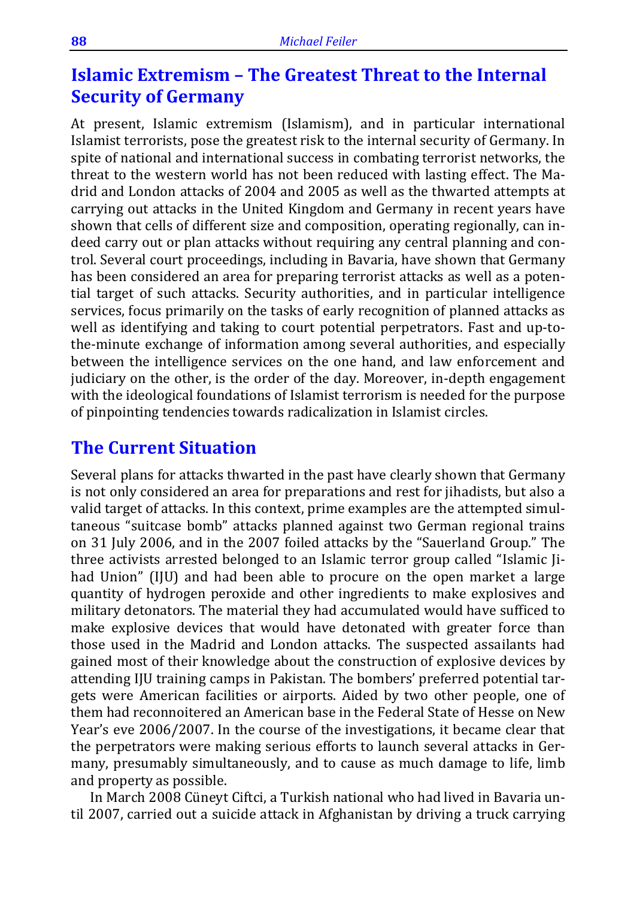## Islamic Extremism – The Greatest Threat to the Internal Security of Germany

At present, Islamic extremism (Islamism), and in particular international Islamist terrorists, pose the greatest risk to the internal security of Germany. In spite of national and international success in combating terrorist networks, the threat to the western world has not been reduced with lasting effect. The Madrid and London attacks of 2004 and 2005 as well as the thwarted attempts at carrying out attacks in the United Kingdom and Germany in recent years have shown that cells of different size and composition, operating regionally, can indeed carry out or plan attacks without requiring any central planning and control. Several court proceedings, including in Bavaria, have shown that Germany has been considered an area for preparing terrorist attacks as well as a potential target of such attacks. Security authorities, and in particular intelligence services, focus primarily on the tasks of early recognition of planned attacks as well as identifying and taking to court potential perpetrators. Fast and up-to-the-minute exchange of information among several authorities, and especially between the intelligence services on the one hand, and law enforcement and judiciary on the other, is the order of the day. Moreover, in-depth engagement with the ideological foundations of Islamist terrorism is needed for the purpose of pinpointing tendencies towards radicalization in Islamist circles.

## The Current Situation

Several plans for attacks thwarted in the past have clearly shown that Germany is not only considered an area for preparations and rest for jihadists, but also a valid target of attacks. In this context, prime examples are the attempted simultaneous "suitcase bomb" attacks planned against two German regional trains on 31 July 2006, and in the 2007 foiled attacks by the "Sauerland Group." The three activists arrested belonged to an Islamic terror group called "Islamic Jihad Union" (IJU) and had been able to procure on the open market a large quantity of hydrogen peroxide and other ingredients to make explosives and military detonators. The material they had accumulated would have sufficed to make explosive devices that would have detonated with greater force than those used in the Madrid and London attacks. The suspected assailants had gained most of their knowledge about the construction of explosive devices by attending IJU training camps in Pakistan. The bombers' preferred potential targets were American facilities or airports. Aided by two other people, one of them had reconnoitered an American base in the Federal State of Hesse on New Year's eve 2006/2007. In the course of the investigations, it became clear that the perpetrators were making serious efforts to launch several attacks in Germany, presumably simultaneously, and to cause as much damage to life, limb and property as possible.

In March 2008 Cüneyt Ciftci, a Turkish national who had lived in Bavaria until 2007, carried out a suicide attack in Afghanistan by driving a truck carrying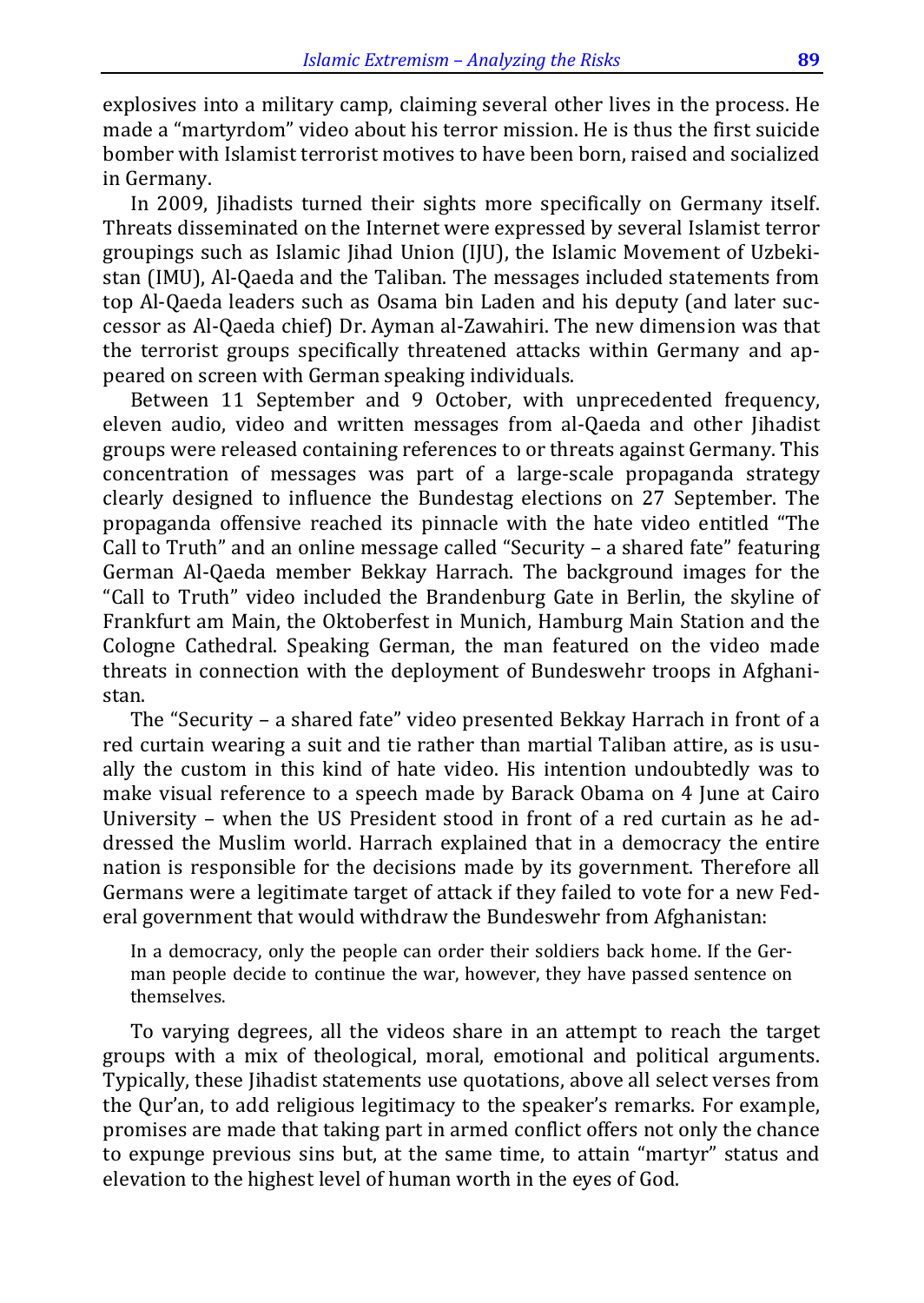explosives into a military camp, claiming several other lives in the process. He made a "martyrdom" video about his terror mission. He is thus the first suicide bomber with Islamist terrorist motives to have been born, raised and socialized in Germany.

In 2009, Jihadists turned their sights more specifically on Germany itself. Threats disseminated on the Internet were expressed by several Islamist terror groupings such as Islamic Jihad Union (IJU), the Islamic Movement of Uzbekistan (IMU), Al-Qaeda and the Taliban. The messages included statements from top Al-Qaeda leaders such as Osama bin Laden and his deputy (and later successor as Al-Qaeda chief) Dr. Ayman al-Zawahiri. The new dimension was that the terrorist groups specifically threatened attacks within Germany and appeared on screen with German speaking individuals.

Between 11 September and 9 October, with unprecedented frequency, eleven audio, video and written messages from al-Qaeda and other Jihadist groups were released containing references to or threats against Germany. This concentration of messages was part of a large-scale propaganda strategy clearly designed to influence the Bundestag elections on 27 September. The propaganda offensive reached its pinnacle with the hate video entitled "The Call to Truth" and an online message called "Security – a shared fate" featuring German Al-Qaeda member Bekkay Harrach. The background images for the "Call to Truth" video included the Brandenburg Gate in Berlin, the skyline of Frankfurt am Main, the Oktoberfest in Munich, Hamburg Main Station and the Cologne Cathedral. Speaking German, the man featured on the video made threats in connection with the deployment of Bundeswehr troops in Afghanistan.

The "Security – a shared fate" video presented Bekkay Harrach in front of a red curtain wearing a suit and tie rather than martial Taliban attire, as is usually the custom in this kind of hate video. His intention undoubtedly was to make visual reference to a speech made by Barack Obama on 4 June at Cairo University – when the US President stood in front of a red curtain as he addressed the Muslim world. Harrach explained that in a democracy the entire nation is responsible for the decisions made by its government. Therefore all Germans were a legitimate target of attack if they failed to vote for a new Federal government that would withdraw the Bundeswehr from Afghanistan:

> In a democracy, only the people can order their soldiers back home. If the German people decide to continue the war, however, they have passed sentence on themselves.

To varying degrees, all the videos share in an attempt to reach the target groups with a mix of theological, moral, emotional and political arguments. Typically, these Jihadist statements use quotations, above all select verses from the Qur'an, to add religious legitimacy to the speaker's remarks. For example, promises are made that taking part in armed conflict offers not only the chance to expunge previous sins but, at the same time, to attain "martyr" status and elevation to the highest level of human worth in the eyes of God.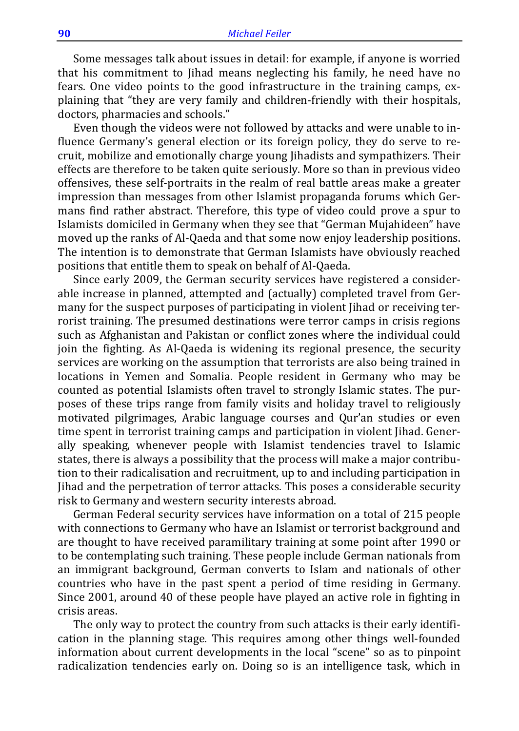Some messages talk about issues in detail: for example, if anyone is worried that his commitment to Jihad means neglecting his family, he need have no fears. One video points to the good infrastructure in the training camps, explaining that "they are very family and children-friendly with their hospitals, doctors, pharmacies and schools."

Even though the videos were not followed by attacks and were unable to influence Germany's general election or its foreign policy, they do serve to recruit, mobilize and emotionally charge young Jihadists and sympathizers. Their effects are therefore to be taken quite seriously. More so than in previous video offensives, these self-portraits in the realm of real battle areas make a greater impression than messages from other Islamist propaganda forums which Germans find rather abstract. Therefore, this type of video could prove a spur to Islamists domiciled in Germany when they see that "German Mujahideen" have moved up the ranks of Al-Qaeda and that some now enjoy leadership positions. The intention is to demonstrate that German Islamists have obviously reached positions that entitle them to speak on behalf of Al-Qaeda.

Since early 2009, the German security services have registered a considerable increase in planned, attempted and (actually) completed travel from Germany for the suspect purposes of participating in violent Jihad or receiving terrorist training. The presumed destinations were terror camps in crisis regions such as Afghanistan and Pakistan or conflict zones where the individual could join the fighting. As Al-Qaeda is widening its regional presence, the security services are working on the assumption that terrorists are also being trained in locations in Yemen and Somalia. People resident in Germany who may be counted as potential Islamists often travel to strongly Islamic states. The purposes of these trips range from family visits and holiday travel to religiously motivated pilgrimages, Arabic language courses and Qur'an studies or even time spent in terrorist training camps and participation in violent Jihad. Generally speaking, whenever people with Islamist tendencies travel to Islamic states, there is always a possibility that the process will make a major contribution to their radicalisation and recruitment, up to and including participation in Jihad and the perpetration of terror attacks. This poses a considerable security risk to Germany and western security interests abroad.

German Federal security services have information on a total of 215 people with connections to Germany who have an Islamist or terrorist background and are thought to have received paramilitary training at some point after 1990 or to be contemplating such training. These people include German nationals from an immigrant background, German converts to Islam and nationals of other countries who have in the past spent a period of time residing in Germany. Since 2001, around 40 of these people have played an active role in fighting in crisis areas.

The only way to protect the country from such attacks is their early identification in the planning stage. This requires among other things well-founded information about current developments in the local "scene" so as to pinpoint radicalization tendencies early on. Doing so is an intelligence task, which in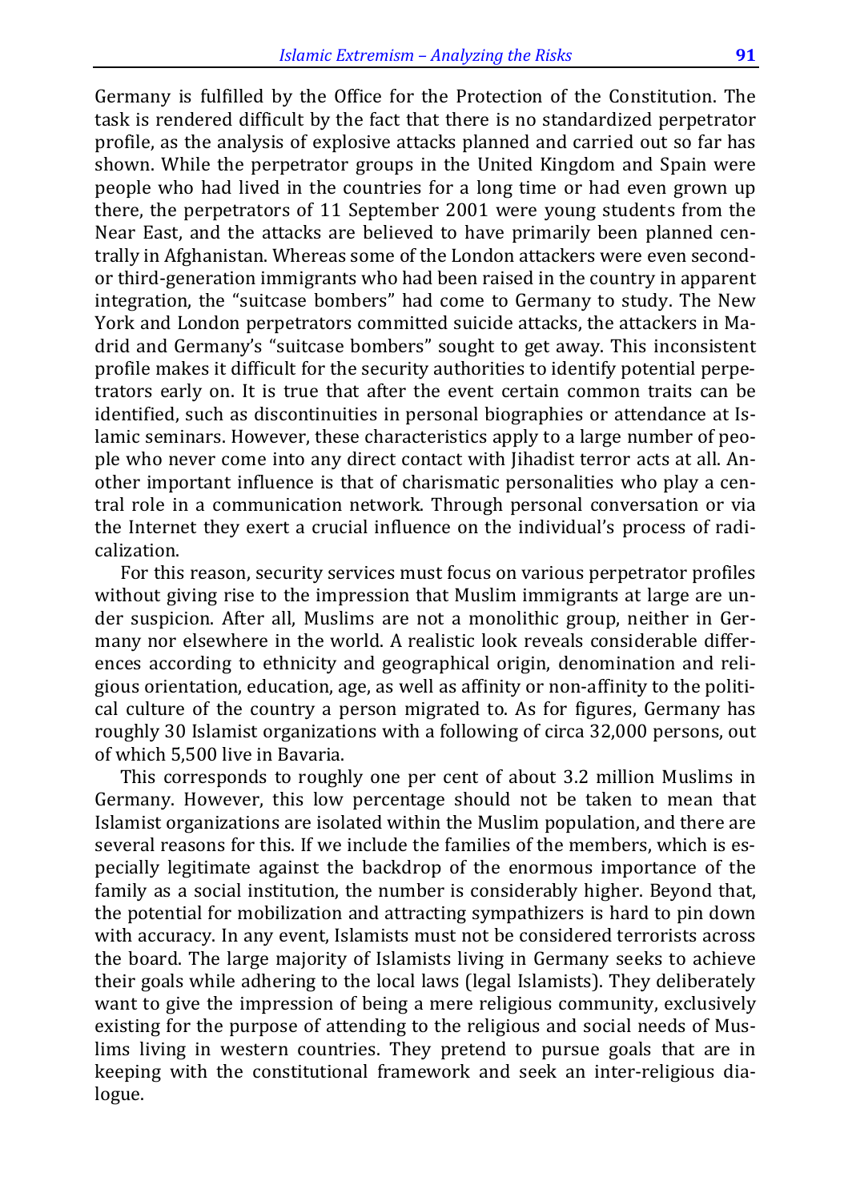Germany is fulfilled by the Office for the Protection of the Constitution. The task is rendered difficult by the fact that there is no standardized perpetrator profile, as the analysis of explosive attacks planned and carried out so far has shown. While the perpetrator groups in the United Kingdom and Spain were people who had lived in the countries for a long time or had even grown up there, the perpetrators of 11 September 2001 were young students from the Near East, and the attacks are believed to have primarily been planned centrally in Afghanistan. Whereas some of the London attackers were even second- or third-generation immigrants who had been raised in the country in apparent integration, the "suitcase bombers" had come to Germany to study. The New York and London perpetrators committed suicide attacks, the attackers in Madrid and Germany's "suitcase bombers" sought to get away. This inconsistent profile makes it difficult for the security authorities to identify potential perpetrators early on. It is true that after the event certain common traits can be identified, such as discontinuities in personal biographies or attendance at Islamic seminars. However, these characteristics apply to a large number of people who never come into any direct contact with Jihadist terror acts at all. Another important influence is that of charismatic personalities who play a central role in a communication network. Through personal conversation or via the Internet they exert a crucial influence on the individual's process of radicalization.

For this reason, security services must focus on various perpetrator profiles without giving rise to the impression that Muslim immigrants at large are under suspicion. After all, Muslims are not a monolithic group, neither in Germany nor elsewhere in the world. A realistic look reveals considerable differences according to ethnicity and geographical origin, denomination and religious orientation, education, age, as well as affinity or non-affinity to the political culture of the country a person migrated to. As for figures, Germany has roughly 30 Islamist organizations with a following of circa 32,000 persons, out of which 5,500 live in Bavaria.

This corresponds to roughly one per cent of about 3.2 million Muslims in Germany. However, this low percentage should not be taken to mean that Islamist organizations are isolated within the Muslim population, and there are several reasons for this. If we include the families of the members, which is especially legitimate against the backdrop of the enormous importance of the family as a social institution, the number is considerably higher. Beyond that, the potential for mobilization and attracting sympathizers is hard to pin down with accuracy. In any event, Islamists must not be considered terrorists across the board. The large majority of Islamists living in Germany seeks to achieve their goals while adhering to the local laws (legal Islamists). They deliberately want to give the impression of being a mere religious community, exclusively existing for the purpose of attending to the religious and social needs of Muslims living in western countries. They pretend to pursue goals that are in keeping with the constitutional framework and seek an inter-religious dialogue.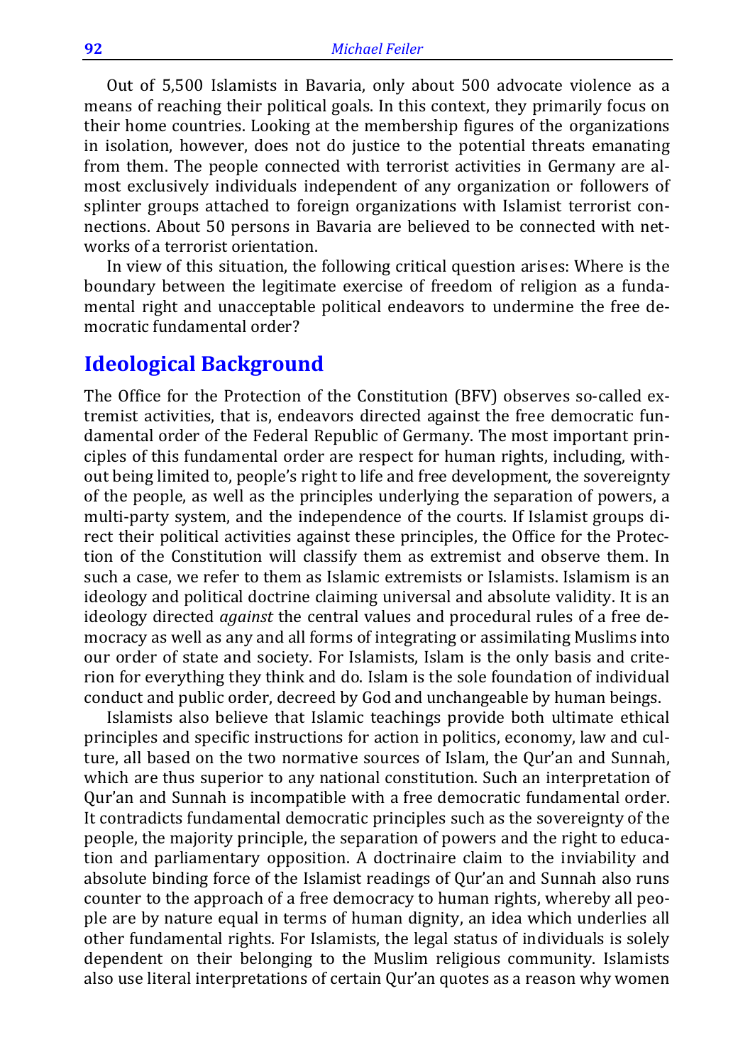Out of 5,500 Islamists in Bavaria, only about 500 advocate violence as a means of reaching their political goals. In this context, they primarily focus on their home countries. Looking at the membership figures of the organizations in isolation, however, does not do justice to the potential threats emanating from them. The people connected with terrorist activities in Germany are almost exclusively individuals independent of any organization or followers of splinter groups attached to foreign organizations with Islamist terrorist connections. About 50 persons in Bavaria are believed to be connected with networks of a terrorist orientation.

In view of this situation, the following critical question arises: Where is the boundary between the legitimate exercise of freedom of religion as a fundamental right and unacceptable political endeavors to undermine the free democratic fundamental order?

## Ideological Background

The Office for the Protection of the Constitution (BFV) observes so-called extremist activities, that is, endeavors directed against the free democratic fundamental order of the Federal Republic of Germany. The most important principles of this fundamental order are respect for human rights, including, without being limited to, people's right to life and free development, the sovereignty of the people, as well as the principles underlying the separation of powers, a multi-party system, and the independence of the courts. If Islamist groups direct their political activities against these principles, the Office for the Protection of the Constitution will classify them as extremist and observe them. In such a case, we refer to them as Islamic extremists or Islamists. Islamism is an ideology and political doctrine claiming universal and absolute validity. It is an ideology directed *against* the central values and procedural rules of a free democracy as well as any and all forms of integrating or assimilating Muslims into our order of state and society. For Islamists, Islam is the only basis and criterion for everything they think and do. Islam is the sole foundation of individual conduct and public order, decreed by God and unchangeable by human beings.

Islamists also believe that Islamic teachings provide both ultimate ethical principles and specific instructions for action in politics, economy, law and culture, all based on the two normative sources of Islam, the Qur'an and Sunnah, which are thus superior to any national constitution. Such an interpretation of Qur'an and Sunnah is incompatible with a free democratic fundamental order. It contradicts fundamental democratic principles such as the sovereignty of the people, the majority principle, the separation of powers and the right to education and parliamentary opposition. A doctrinaire claim to the inviability and absolute binding force of the Islamist readings of Qur'an and Sunnah also runs counter to the approach of a free democracy to human rights, whereby all people are by nature equal in terms of human dignity, an idea which underlies all other fundamental rights. For Islamists, the legal status of individuals is solely dependent on their belonging to the Muslim religious community. Islamists also use literal interpretations of certain Qur'an quotes as a reason why women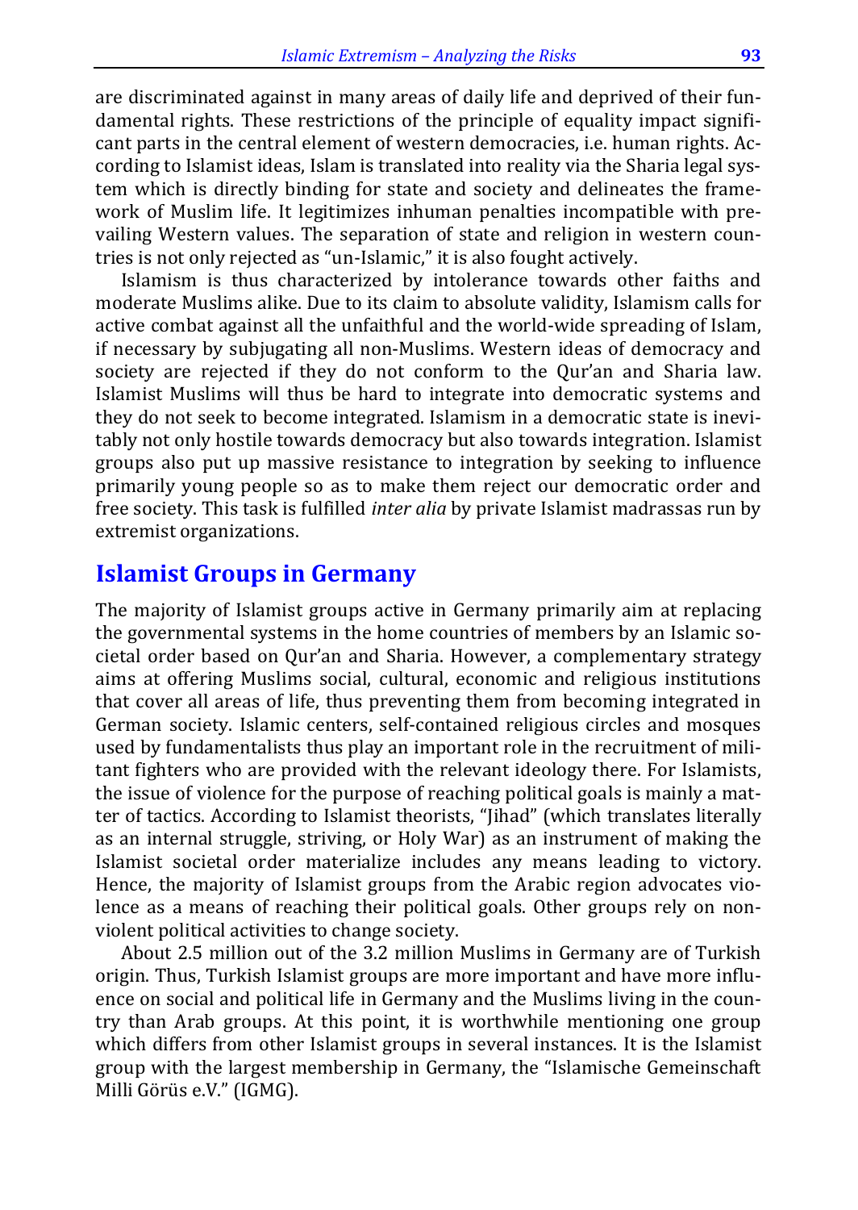are discriminated against in many areas of daily life and deprived of their fundamental rights. These restrictions of the principle of equality impact significant parts in the central element of western democracies, i.e. human rights. According to Islamist ideas, Islam is translated into reality via the Sharia legal system which is directly binding for state and society and delineates the framework of Muslim life. It legitimizes inhuman penalties incompatible with prevailing Western values. The separation of state and religion in western countries is not only rejected as "un-Islamic," it is also fought actively.

Islamism is thus characterized by intolerance towards other faiths and moderate Muslims alike. Due to its claim to absolute validity, Islamism calls for active combat against all the unfaithful and the world-wide spreading of Islam, if necessary by subjugating all non-Muslims. Western ideas of democracy and society are rejected if they do not conform to the Qur'an and Sharia law. Islamist Muslims will thus be hard to integrate into democratic systems and they do not seek to become integrated. Islamism in a democratic state is inevitably not only hostile towards democracy but also towards integration. Islamist groups also put up massive resistance to integration by seeking to influence primarily young people so as to make them reject our democratic order and free society. This task is fulfilled *inter alia* by private Islamist madrassas run by extremist organizations.

## Islamist Groups in Germany

The majority of Islamist groups active in Germany primarily aim at replacing the governmental systems in the home countries of members by an Islamic societal order based on Qur'an and Sharia. However, a complementary strategy aims at offering Muslims social, cultural, economic and religious institutions that cover all areas of life, thus preventing them from becoming integrated in German society. Islamic centers, self-contained religious circles and mosques used by fundamentalists thus play an important role in the recruitment of militant fighters who are provided with the relevant ideology there. For Islamists, the issue of violence for the purpose of reaching political goals is mainly a matter of tactics. According to Islamist theorists, "Jihad" (which translates literally as an internal struggle, striving, or Holy War) as an instrument of making the Islamist societal order materialize includes any means leading to victory. Hence, the majority of Islamist groups from the Arabic region advocates violence as a means of reaching their political goals. Other groups rely on non-violent political activities to change society.

About 2.5 million out of the 3.2 million Muslims in Germany are of Turkish origin. Thus, Turkish Islamist groups are more important and have more influence on social and political life in Germany and the Muslims living in the country than Arab groups. At this point, it is worthwhile mentioning one group which differs from other Islamist groups in several instances. It is the Islamist group with the largest membership in Germany, the "Islamische Gemeinschaft Milli Görüs e.V." (IGMG).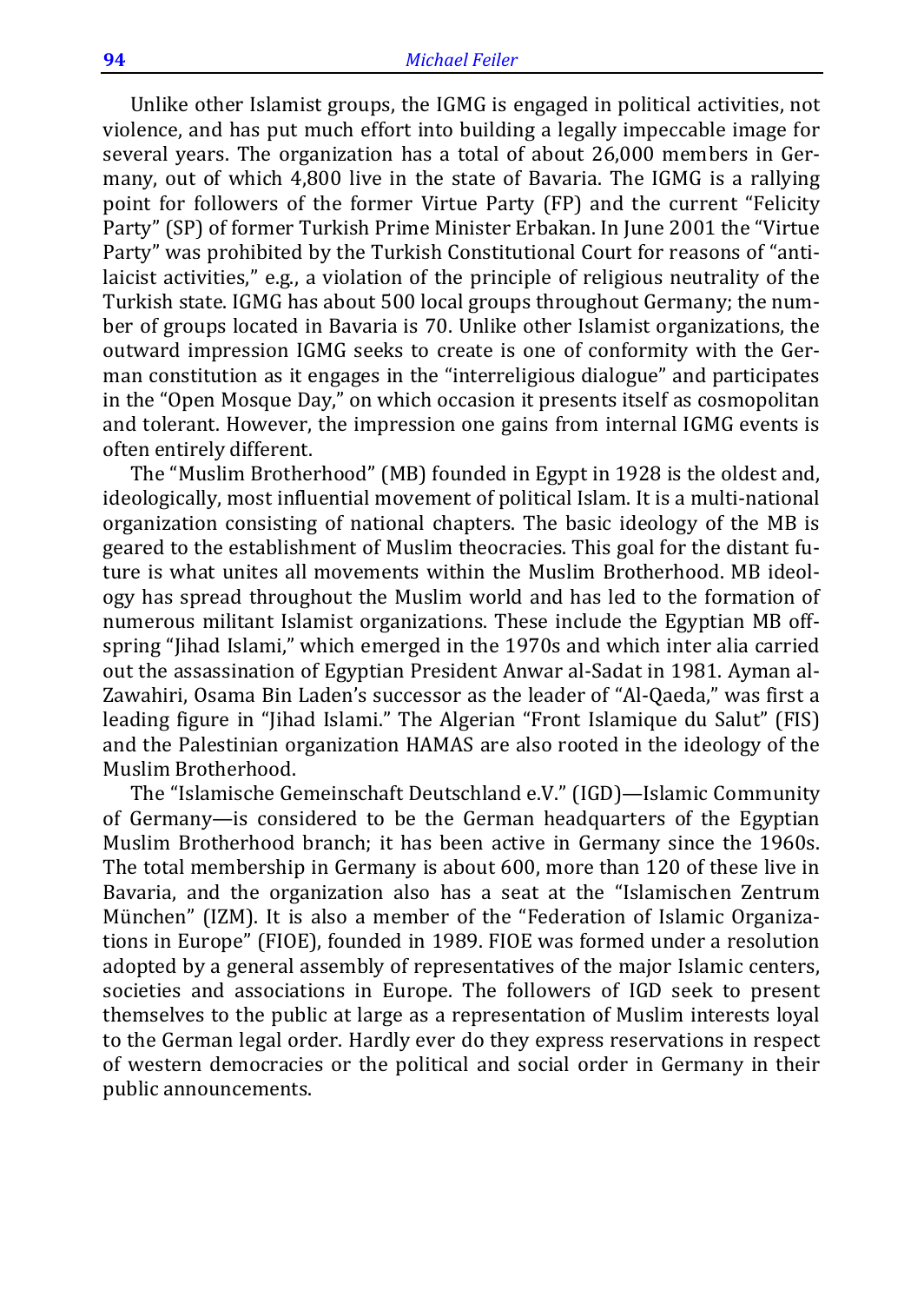Unlike other Islamist groups, the IGMG is engaged in political activities, not violence, and has put much effort into building a legally impeccable image for several years. The organization has a total of about 26,000 members in Germany, out of which 4,800 live in the state of Bavaria. The IGMG is a rallying point for followers of the former Virtue Party (FP) and the current "Felicity Party" (SP) of former Turkish Prime Minister Erbakan. In June 2001 the "Virtue Party" was prohibited by the Turkish Constitutional Court for reasons of "anti-laicist activities," e.g., a violation of the principle of religious neutrality of the Turkish state. IGMG has about 500 local groups throughout Germany; the number of groups located in Bavaria is 70. Unlike other Islamist organizations, the outward impression IGMG seeks to create is one of conformity with the German constitution as it engages in the "interreligious dialogue" and participates in the "Open Mosque Day," on which occasion it presents itself as cosmopolitan and tolerant. However, the impression one gains from internal IGMG events is often entirely different.

The "Muslim Brotherhood" (MB) founded in Egypt in 1928 is the oldest and, ideologically, most influential movement of political Islam. It is a multi-national organization consisting of national chapters. The basic ideology of the MB is geared to the establishment of Muslim theocracies. This goal for the distant future is what unites all movements within the Muslim Brotherhood. MB ideology has spread throughout the Muslim world and has led to the formation of numerous militant Islamist organizations. These include the Egyptian MB offspring "Jihad Islami," which emerged in the 1970s and which inter alia carried out the assassination of Egyptian President Anwar al-Sadat in 1981. Ayman al-Zawahiri, Osama Bin Laden's successor as the leader of "Al-Qaeda," was first a leading figure in "Jihad Islami." The Algerian "Front Islamique du Salut" (FIS) and the Palestinian organization HAMAS are also rooted in the ideology of the Muslim Brotherhood.

The "Islamische Gemeinschaft Deutschland e.V." (IGD)—Islamic Community of Germany—is considered to be the German headquarters of the Egyptian Muslim Brotherhood branch; it has been active in Germany since the 1960s. The total membership in Germany is about 600, more than 120 of these live in Bavaria, and the organization also has a seat at the "Islamischen Zentrum München" (IZM). It is also a member of the "Federation of Islamic Organizations in Europe" (FIOE), founded in 1989. FIOE was formed under a resolution adopted by a general assembly of representatives of the major Islamic centers, societies and associations in Europe. The followers of IGD seek to present themselves to the public at large as a representation of Muslim interests loyal to the German legal order. Hardly ever do they express reservations in respect of western democracies or the political and social order in Germany in their public announcements.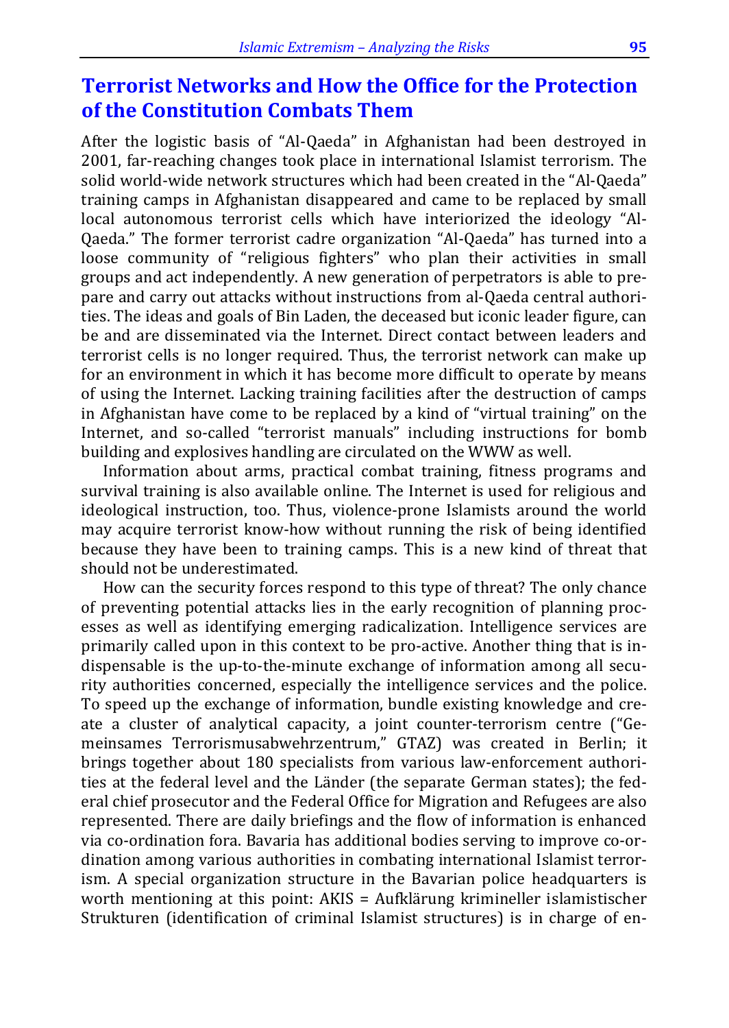## Terrorist Networks and How the Office for the Protection of the Constitution Combats Them

After the logistic basis of "Al-Qaeda" in Afghanistan had been destroyed in 2001, far-reaching changes took place in international Islamist terrorism. The solid world-wide network structures which had been created in the "Al-Qaeda" training camps in Afghanistan disappeared and came to be replaced by small local autonomous terrorist cells which have interiorized the ideology "Al-Qaeda." The former terrorist cadre organization "Al-Qaeda" has turned into a loose community of "religious fighters" who plan their activities in small groups and act independently. A new generation of perpetrators is able to prepare and carry out attacks without instructions from al-Qaeda central authorities. The ideas and goals of Bin Laden, the deceased but iconic leader figure, can be and are disseminated via the Internet. Direct contact between leaders and terrorist cells is no longer required. Thus, the terrorist network can make up for an environment in which it has become more difficult to operate by means of using the Internet. Lacking training facilities after the destruction of camps in Afghanistan have come to be replaced by a kind of "virtual training" on the Internet, and so-called "terrorist manuals" including instructions for bomb building and explosives handling are circulated on the WWW as well.

Information about arms, practical combat training, fitness programs and survival training is also available online. The Internet is used for religious and ideological instruction, too. Thus, violence-prone Islamists around the world may acquire terrorist know-how without running the risk of being identified because they have been to training camps. This is a new kind of threat that should not be underestimated.

How can the security forces respond to this type of threat? The only chance of preventing potential attacks lies in the early recognition of planning processes as well as identifying emerging radicalization. Intelligence services are primarily called upon in this context to be pro-active. Another thing that is indispensable is the up-to-the-minute exchange of information among all security authorities concerned, especially the intelligence services and the police. To speed up the exchange of information, bundle existing knowledge and create a cluster of analytical capacity, a joint counter-terrorism centre ("Gemeinsames Terrorismusabwehrzentrum," GTAZ) was created in Berlin; it brings together about 180 specialists from various law-enforcement authorities at the federal level and the Länder (the separate German states); the federal chief prosecutor and the Federal Office for Migration and Refugees are also represented. There are daily briefings and the flow of information is enhanced via co-ordination fora. Bavaria has additional bodies serving to improve co-ordination among various authorities in combating international Islamist terrorism. A special organization structure in the Bavarian police headquarters is worth mentioning at this point: AKIS = Aufklärung krimineller islamistischer Strukturen (identification of criminal Islamist structures) is in charge of en-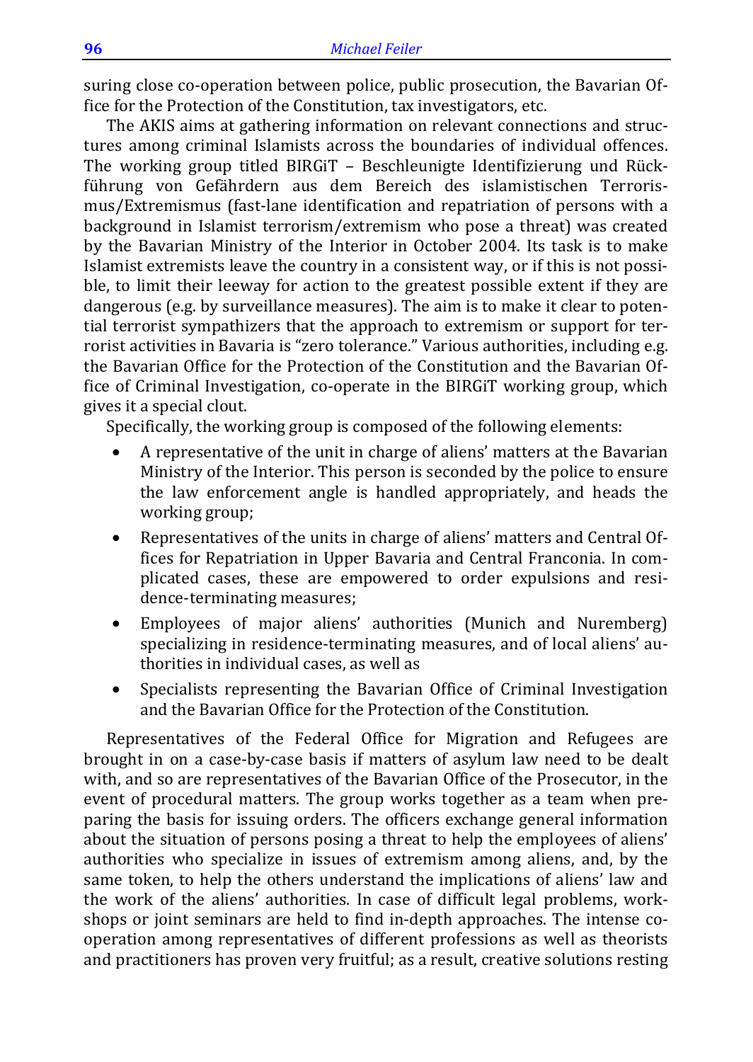suring close co-operation between police, public prosecution, the Bavarian Office for the Protection of the Constitution, tax investigators, etc.

The AKIS aims at gathering information on relevant connections and structures among criminal Islamists across the boundaries of individual offences. The working group titled BIRGiT – Beschleunigte Identifizierung und Rückführung von Gefährdern aus dem Bereich des islamistischen Terrorismus/Extremismus (fast-lane identification and repatriation of persons with a background in Islamist terrorism/extremism who pose a threat) was created by the Bavarian Ministry of the Interior in October 2004. Its task is to make Islamist extremists leave the country in a consistent way, or if this is not possible, to limit their leeway for action to the greatest possible extent if they are dangerous (e.g. by surveillance measures). The aim is to make it clear to potential terrorist sympathizers that the approach to extremism or support for terrorist activities in Bavaria is "zero tolerance." Various authorities, including e.g. the Bavarian Office for the Protection of the Constitution and the Bavarian Office of Criminal Investigation, co-operate in the BIRGiT working group, which gives it a special clout.

Specifically, the working group is composed of the following elements:

- A representative of the unit in charge of aliens' matters at the Bavarian Ministry of the Interior. This person is seconded by the police to ensure the law enforcement angle is handled appropriately, and heads the working group;
- Representatives of the units in charge of aliens' matters and Central Offices for Repatriation in Upper Bavaria and Central Franconia. In complicated cases, these are empowered to order expulsions and residence-terminating measures;
- Employees of major aliens' authorities (Munich and Nuremberg) specializing in residence-terminating measures, and of local aliens' authorities in individual cases, as well as
- Specialists representing the Bavarian Office of Criminal Investigation and the Bavarian Office for the Protection of the Constitution.

Representatives of the Federal Office for Migration and Refugees are brought in on a case-by-case basis if matters of asylum law need to be dealt with, and so are representatives of the Bavarian Office of the Prosecutor, in the event of procedural matters. The group works together as a team when preparing the basis for issuing orders. The officers exchange general information about the situation of persons posing a threat to help the employees of aliens' authorities who specialize in issues of extremism among aliens, and, by the same token, to help the others understand the implications of aliens' law and the work of the aliens' authorities. In case of difficult legal problems, workshops or joint seminars are held to find in-depth approaches. The intense co-operation among representatives of different professions as well as theorists and practitioners has proven very fruitful; as a result, creative solutions resting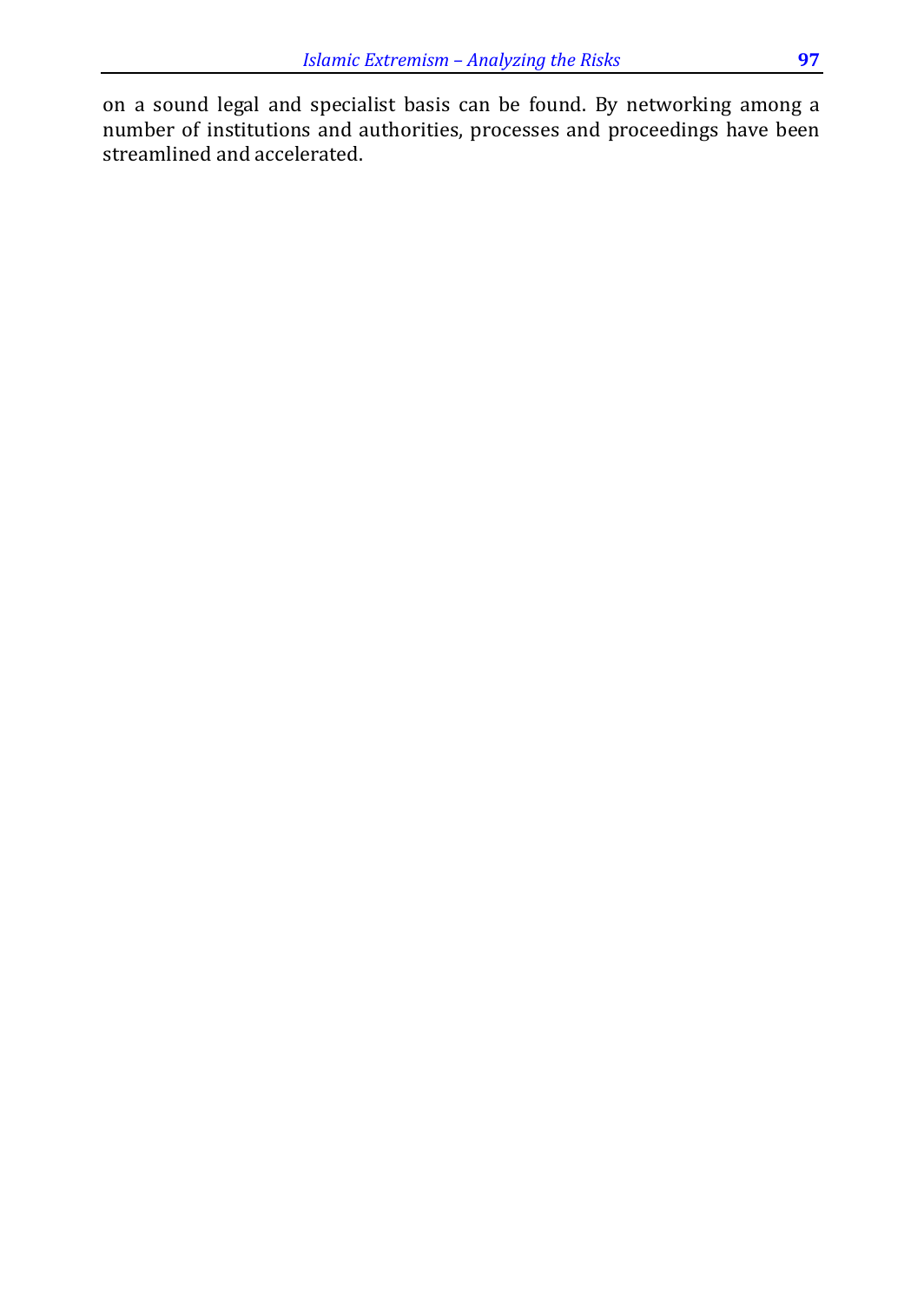on a sound legal and specialist basis can be found. By networking among a number of institutions and authorities, processes and proceedings have been streamlined and accelerated.